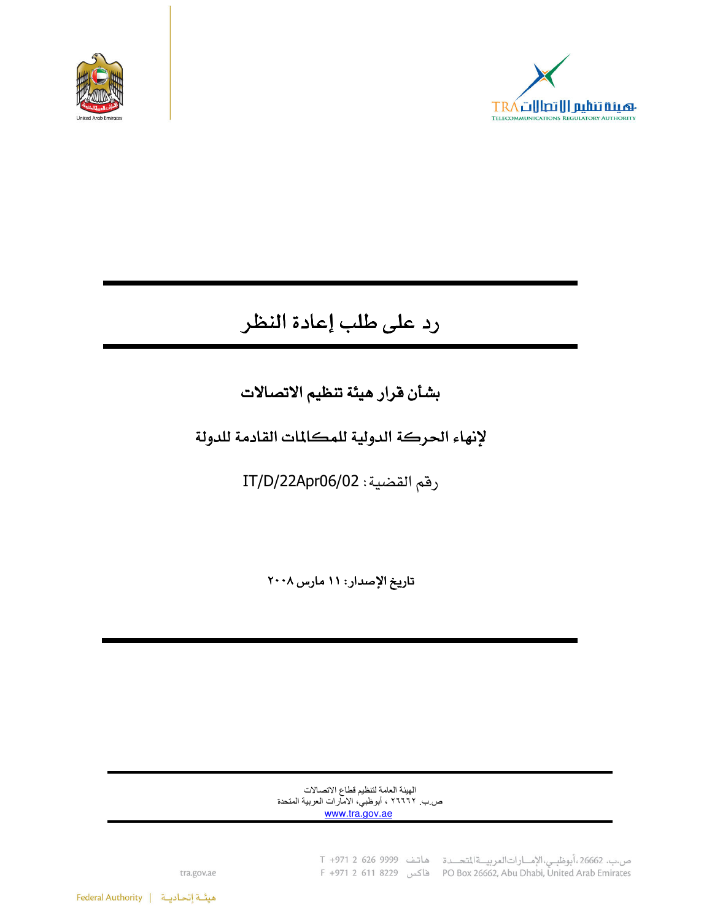# رد على طلب إعادة النظر

## بشأن قرار هيئة تنظيم الاتصالات

## لإنهاء الحركة الدولية للمكالمات القادمة للدولة

رقم القضية: IT/D/22Apr06/02

**تاريخ الإصدار: ١١ مارس ٢٠٠٨**

الهيئة العامة لتنظيم قطاع الاتصالات
ص.ب. ٢٦٦٦٢ ، أبوظبي، الامارات العربية المتحدة
www.tra.gov.ae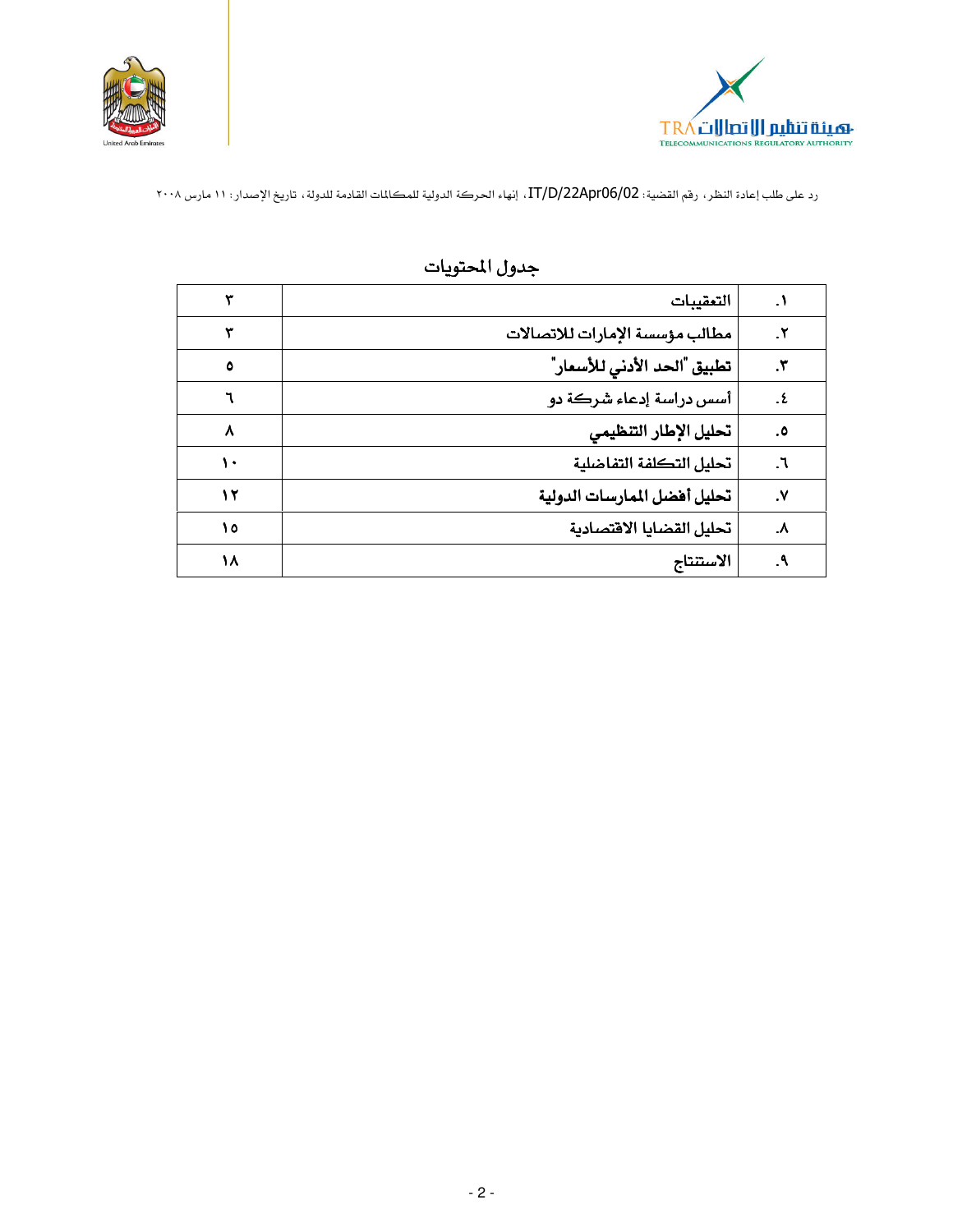رد على طلب إعادة النظر، رقم القضية: IT/D/22Apr06/02، إنهاء الحركة الدولية للمكالمات القادمة للدولة، تاريخ الإصدار: ١١ مارس ٢٠٠٨

## جدول المحتويات

| | | |
|---|---|---|
| ١. | التعقيبات | ٣ |
| ٢. | مطالب مؤسسة الإمارات للاتصالات | ٣ |
| ٣. | تطبيق "الحد الأدني للأسعار" | ٥ |
| ٤. | أسس دراسة إدعاء شركة دو | ٦ |
| ٥. | تحليل الإطار التنظيمي | ٨ |
| ٦. | تحليل التكلفة التفاضلية | ١٠ |
| ٧. | تحليل أفضل الممارسات الدولية | ١٢ |
| ٨. | تحليل القضايا الاقتصادية | ١٥ |
| ٩. | الاستنتاج | ١٨ |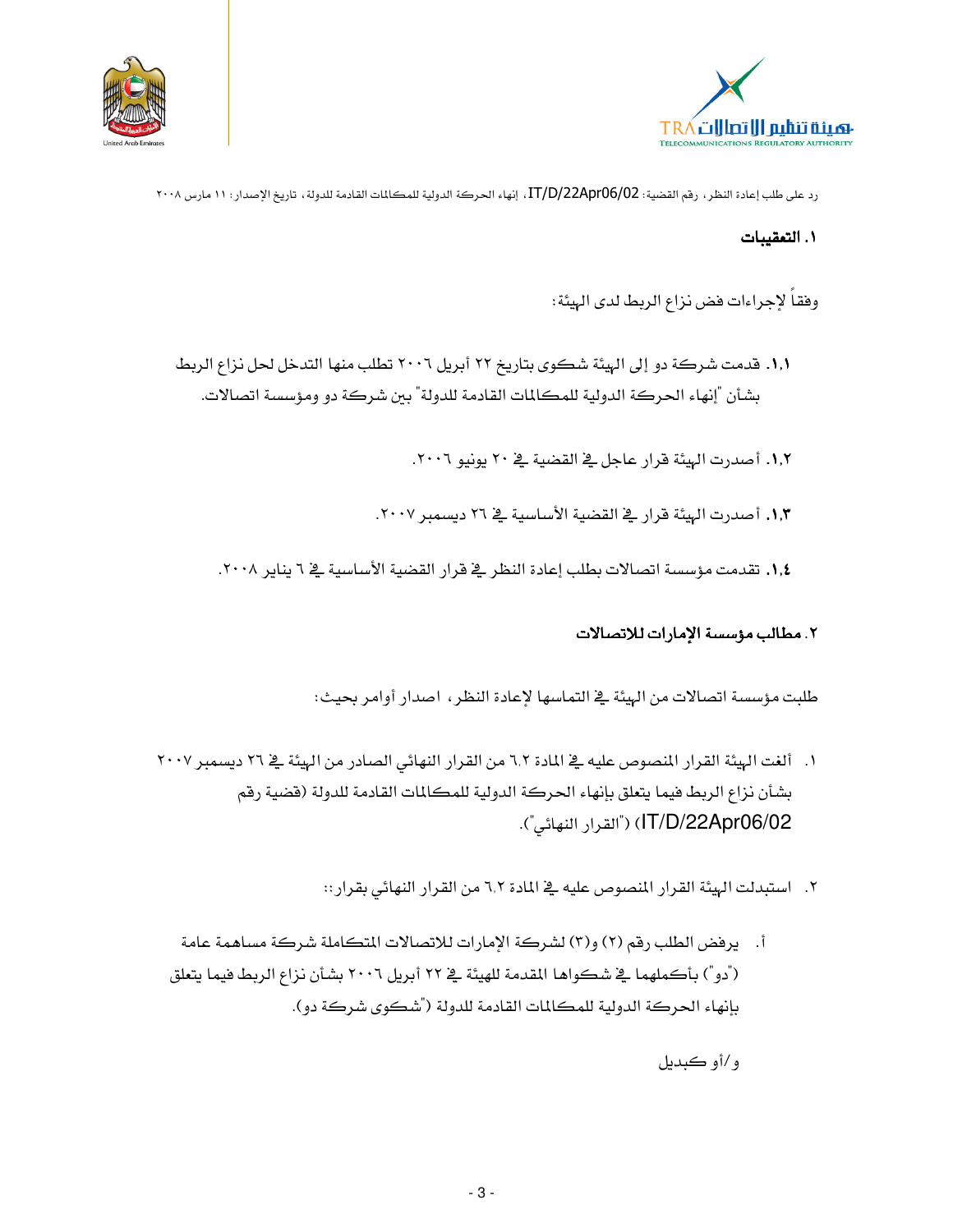## ١. التعقيبات

وفقاً لإجراءات فض نزاع الربط لدى الهيئة:

**١,١.** قدمت شركة دو إلى الهيئة شكوى بتاريخ ٢٢ أبريل ٢٠٠٦ تطلب منها التدخل لحل نزاع الربط بشأن "إنهاء الحركة الدولية للمكالمات القادمة للدولة" بين شركة دو ومؤسسة اتصالات.

**١,٢.** أصدرت الهيئة قرار عاجل في القضية في ٢٠ يونيو ٢٠٠٦.

**١,٣.** أصدرت الهيئة قرار في القضية الأساسية في ٢٦ ديسمبر ٢٠٠٧.

**١,٤.** تقدمت مؤسسة اتصالات بطلب إعادة النظر في قرار القضية الأساسية في ٦ يناير ٢٠٠٨.

## ٢. مطالب مؤسسة الإمارات للاتصالات

طلبت مؤسسة اتصالات من الهيئة في التماسها لإعادة النظر، اصدار أوامر بحيث:

١. ألغت الهيئة القرار المنصوص عليه في المادة ٦,٢ من القرار النهائي الصادر من الهيئة في ٢٦ ديسمبر ٢٠٠٧ بشأن نزاع الربط فيما يتعلق بإنهاء الحركة الدولية للمكالمات القادمة للدولة (قضية رقم IT/D/22Apr06/02) ("القرار النهائي").

٢. استبدلت الهيئة القرار المنصوص عليه في المادة ٦,٢ من القرار النهائي بقرار::

أ. يرفض الطلب رقم (٢) و(٣) لشركة الإمارات للاتصالات المتكاملة شركة مساهمة عامة ("دو") بأكملهما في شكواها المقدمة للهيئة في ٢٢ أبريل ٢٠٠٦ بشأن نزاع الربط فيما يتعلق بإنهاء الحركة الدولية للمكالمات القادمة للدولة ("شكوى شركة دو).

و/أو كبديل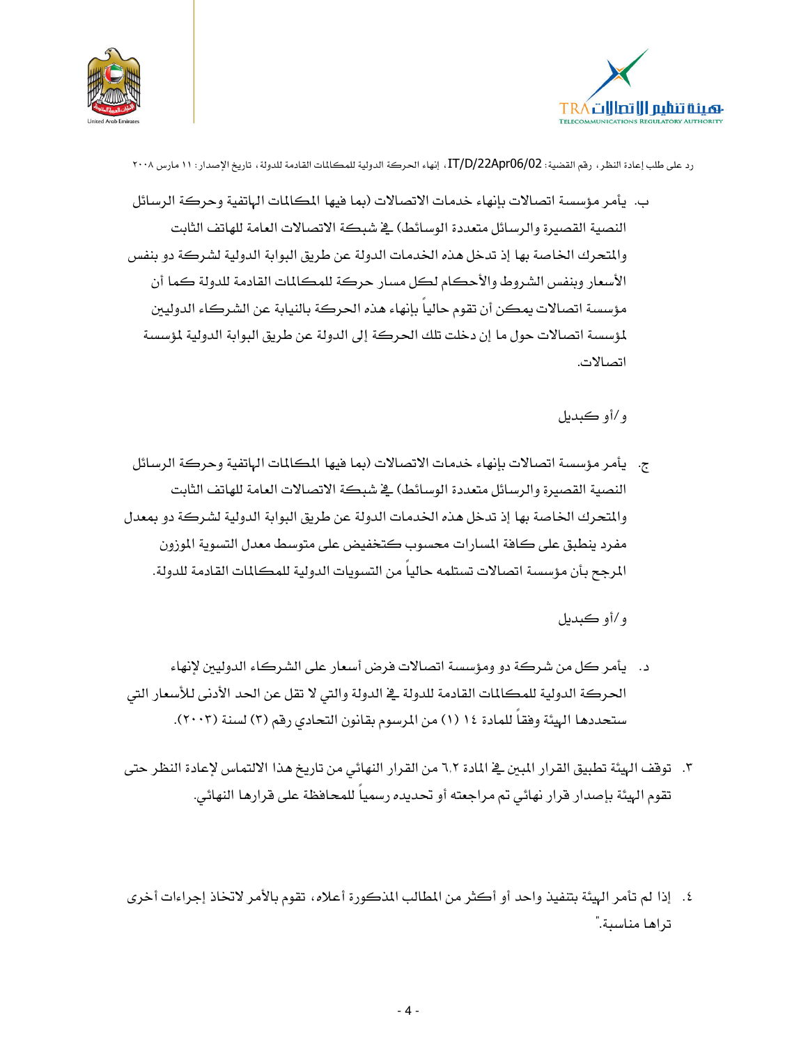ب. يأمر مؤسسة اتصالات بإنهاء خدمات الاتصالات (بما فيها المكالمات الهاتفية وحركة الرسائل النصية القصيرة والرسائل متعددة الوسائط) في شبكة الاتصالات العامة للهاتف الثابت والمتحرك الخاصة بها إذ تدخل هذه الخدمات الدولة عن طريق البوابة الدولية لشركة دو بنفس الأسعار وبنفس الشروط والأحكام لكل مسار حركة للمكالمات القادمة للدولة كما أن مؤسسة اتصالات يمكن أن تقوم حالياً بإنهاء هذه الحركة بالنيابة عن الشركاء الدوليين لمؤسسة اتصالات حول ما إن دخلت تلك الحركة إلى الدولة عن طريق البوابة الدولية لمؤسسة اتصالات.

و/أو كبديل

ج. يأمر مؤسسة اتصالات بإنهاء خدمات الاتصالات (بما فيها المكالمات الهاتفية وحركة الرسائل النصية القصيرة والرسائل متعددة الوسائط) في شبكة الاتصالات العامة للهاتف الثابت والمتحرك الخاصة بها إذ تدخل هذه الخدمات الدولة عن طريق البوابة الدولية لشركة دو بمعدل مفرد ينطبق على كافة المسارات محسوب كتخفيض على متوسط معدل التسوية الموزون المرجح بأن مؤسسة اتصالات تستلمه حالياً من التسويات الدولية للمكالمات القادمة للدولة.

و/أو كبديل

د. يأمر كل من شركة دو ومؤسسة اتصالات فرض أسعار على الشركاء الدوليين لإنهاء الحركة الدولية للمكالمات القادمة للدولة في الدولة والتي لا تقل عن الحد الأدنى للأسعار التي ستحددها الهيئة وفقاً للمادة ١٤ (١) من المرسوم بقانون التحادي رقم (٣) لسنة (٢٠٠٣).

٣. توقف الهيئة تطبيق القرار المبين في المادة ٦.٢ من القرار النهائي من تاريخ هذا الالتماس لإعادة النظر حتى تقوم الهيئة بإصدار قرار نهائي تم مراجعته أو تحديده رسمياً للمحافظة على قرارها النهائي.

٤. إذا لم تأمر الهيئة بتنفيذ واحد أو أكثر من المطالب المذكورة أعلاه، تقوم بالأمر لاتخاذ إجراءات أخرى تراها مناسبة."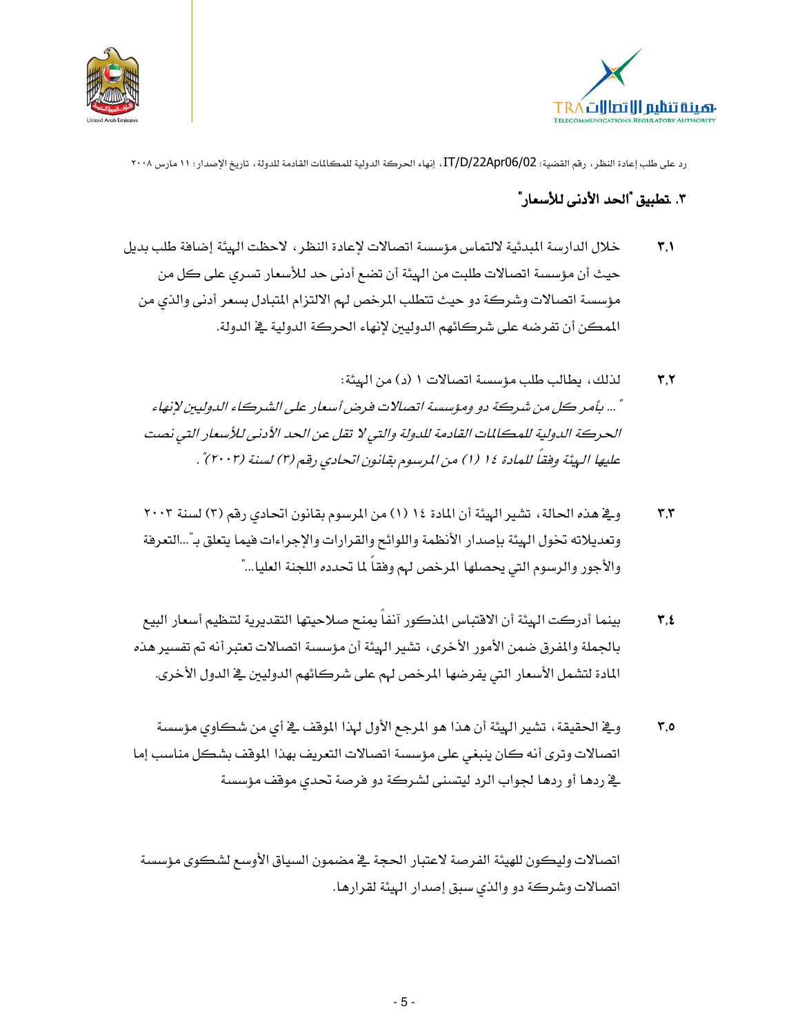## ٣. تطبيق "الحد الأدنى للأسعار"

٣,١ خلال الدارسة المبدئية لالتماس مؤسسة اتصالات لإعادة النظر، لاحظت الهيئة إضافة طلب بديل حيث أن مؤسسة اتصالات طلبت من الهيئة أن تضع أدنى حد للأسعار تسري على كل من مؤسسة اتصالات وشركة دو حيث تتطلب المرخص لهم الالتزام المتبادل بسعر أدنى والذي من الممكن أن تفرضه على شركائهم الدوليين لإنهاء الحركة الدولية في الدولة.

٣,٢ لذلك، يطالب طلب مؤسسة اتصالات ١ (د) من الهيئة:

*" ... بأمر كل من شركة دو ومؤسسة اتصالات فرض أسعار على الشركاء الدوليين لإنهاء الحركة الدولية للمكالمات القادمة للدولة والتي لا تقل عن الحد الأدنى للأسعار التي نصت عليها الهيئة وفقاً للمادة ١٤ (١) من المرسوم بقانون اتحادي رقم (٣) لسنة (٢٠٠٣)".*

٣,٣ وفي هذه الحالة، تشير الهيئة أن المادة ١٤ (١) من المرسوم بقانون اتحادي رقم (٣) لسنة ٢٠٠٣ وتعديلاته تخول الهيئة بإصدار الأنظمة واللوائح والقرارات والإجراءات فيما يتعلق بـ"...التعرفة والأجور والرسوم التي يحصلها المرخص لهم وفقاً لما تحدده اللجنة العليا..."

٣,٤ بينما أدركت الهيئة أن الاقتباس المذكور آنفاً يمنح صلاحيتها التقديرية لتنظيم أسعار البيع بالجملة والمفرق ضمن الأمور الأخرى، تشير الهيئة أن مؤسسة اتصالات تعتبر أنه تم تفسير هذه المادة لتشمل الأسعار التي يفرضها المرخص لهم على شركائهم الدوليين في الدول الأخرى.

٣,٥ وفي الحقيقة، تشير الهيئة أن هذا هو المرجع الأول لهذا الموقف في أي من شكاوي مؤسسة اتصالات وترى أنه كان ينبغي على مؤسسة اتصالات التعريف بهذا الموقف بشكل مناسب إما في ردها أو ردها لجواب الرد ليتسنى لشركة دو فرصة تحدي موقف مؤسسة

اتصالات وليكون للهيئة الفرصة لاعتبار الحجة في مضمون السياق الأوسع لشكوى مؤسسة اتصالات وشركة دو والذي سبق إصدار الهيئة لقرارها.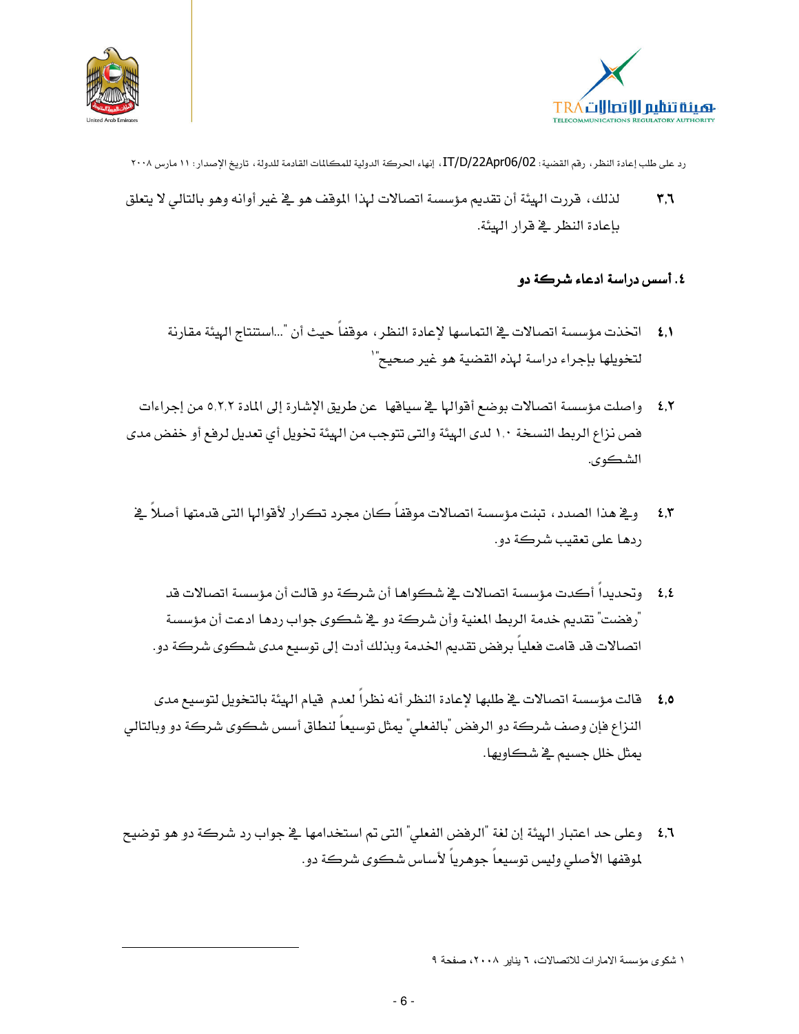## ٤. أسس دراسة ادعاء شركة دو

٣,٦ لذلك، قررت الهيئة أن تقديم مؤسسة اتصالات لهذا الموقف هو في غير أوانه وهو بالتالي لا يتعلق بإعادة النظر في قرار الهيئة.

٤,١ اتخذت مؤسسة اتصالات في التماسها لإعادة النظر، موقفاً حيث أن "...استنتاج الهيئة مقارنة لتخويلها بإجراء دراسة لهذه القضية هو غير صحيح"[١]

٤,٢ واصلت مؤسسة اتصالات بوضع أقوالها في سياقها عن طريق الإشارة إلى المادة ٥,٢,٢ من إجراءات فص نزاع الربط النسخة ١,٠ لدى الهيئة والتي تتوجب من الهيئة تخويل أي تعديل لرفع أو خفض مدى الشكوى.

٤,٣ وفي هذا الصدد، تبنت مؤسسة اتصالات موقفاً كان مجرد تكرار لأقوالها التي قدمتها أصلاً في ردها على تعقيب شركة دو.

٤,٤ وتحديداً أكدت مؤسسة اتصالات في شكواها أن شركة دو قالت أن مؤسسة اتصالات قد "رفضت" تقديم خدمة الربط المعنية وأن شركة دو في شكوى جواب ردها ادعت أن مؤسسة اتصالات قد قامت فعلياً برفض تقديم الخدمة وبذلك أدت إلى توسيع مدى شكوى شركة دو.

٤,٥ قالت مؤسسة اتصالات في طلبها لإعادة النظر أنه نظراً لعدم قيام الهيئة بالتخويل لتوسيع مدى النزاع فإن وصف شركة دو الرفض "بالفعلي" يمثل توسيعاً لنطاق أسس شكوى شركة دو وبالتالي يمثل خلل جسيم في شكاويها.

٤,٦ وعلى حد اعتبار الهيئة إن لغة "الرفض الفعلي" التي تم استخدامها في جواب رد شركة دو هو توضيح لموقفها الأصلي وليس توسيعاً جوهرياً لأساس شكوى شركة دو.

---

[١] شكوى مؤسسة الامارات للاتصالات، ٦ يناير ٢٠٠٨، صفحة ٩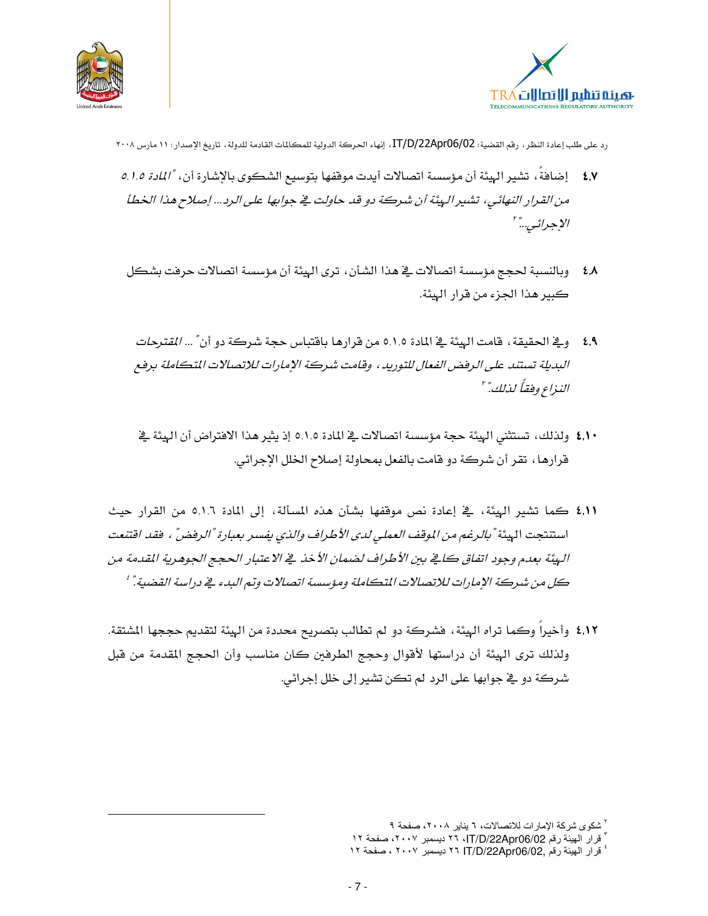رد على طلب إعادة النظر، رقم القضية: IT/D/22Apr06/02، إنهاء الحركة الدولية للمكالمات القادمة للدولة، تاريخ الإصدار: ١١ مارس ٢٠٠٨

**٤،٧** إضافةً، تشير الهيئة أن مؤسسة اتصالات أيدت موقفها بتوسيع الشكوى بالإشارة أن، *"المادة ٥،١،٥ من القرار النهائي، تشير الهيئة أن شركة دو قد حاولت في جوابها على الرد... إصلاح هذا الخطأ الإجرائي..."*[٢]

**٤،٨** وبالنسبة لحجج مؤسسة اتصالات في هذا الشأن، ترى الهيئة أن مؤسسة اتصالات حرفت بشكل كبير هذا الجزء من قرار الهيئة.

**٤،٩** وفي الحقيقة، قامت الهيئة في المادة ٥،١،٥ من قرارها باقتباس حجة شركة دو أن" *... المقترحات البديلة تستند على الرفض الفعال للتوريد، وقامت شركة الإمارات للاتصالات المتكاملة برفع النزاع وفقاً لذلك."*[٣]

**٤،١٠** ولذلك، تستثني الهيئة حجة مؤسسة اتصالات في المادة ٥،١،٥ إذ يثير هذا الافتراض أن الهيئة في قرارها، تقر أن شركة دو قامت بالفعل بمحاولة إصلاح الخلل الإجرائي.

**٤،١١** كما تشير الهيئة، في إعادة نص موقفها بشأن هذه المسألة، إلى المادة ٥،١،٦ من القرار حيث استنتجت الهيئة *"بالرغم من الموقف العملي لدى الأطراف والذي يفسر بعبارة "الرفض"، فقد اقتنعت الهيئة بعدم وجود اتفاق كافي بين الأطراف لضمان الأخذ في الاعتبار الحجج الجوهرية المقدمة من كل من شركة الإمارات للاتصالات المتكاملة ومؤسسة اتصالات وتم البدء في دراسة القضية."*[٤]

**٤،١٢** وأخيراً وكما تراه الهيئة، فشركة دو لم تطالب بتصريح محددة من الهيئة لتقديم حججها المشتقة. ولذلك ترى الهيئة أن دراستها لأقوال وحجج الطرفين كان مناسب وأن الحجج المقدمة من قبل شركة دو في جوابها على الرد لم تكن تشير إلى خلل إجرائي.

---

[٢] شكوى شركة الإمارات للاتصالات، ٦ يناير ٢٠٠٨، صفحة ٩

[٣] قرار الهيئة رقم IT/D/22Apr06/02، ٢٦ ديسمبر ٢٠٠٧، صفحة ١٢

[٤] قرار الهيئة رقم IT/D/22Apr06/02, ٢٦ ديسمبر ٢٠٠٧ ، صفحة ١٢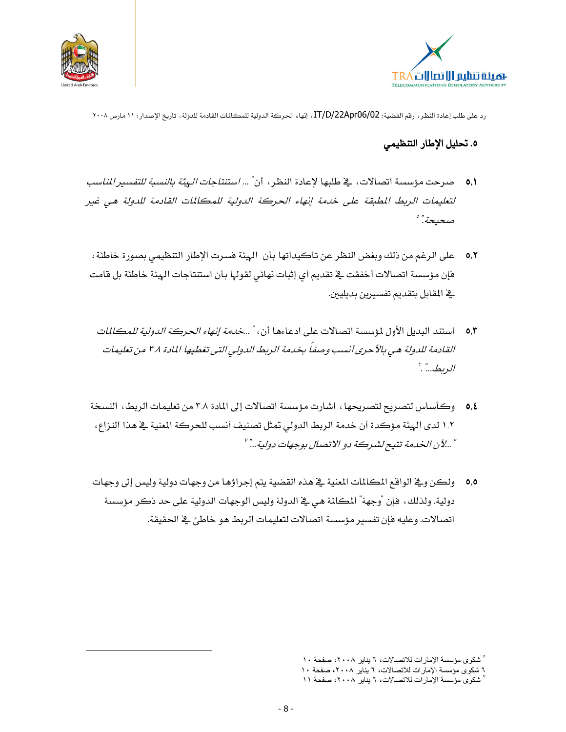## ٥. تحليل الإطار التنظيمي

٥،١ صرحت مؤسسة اتصالات، في طلبها لإعادة النظر، أن *"... استنتاجات الهيئة بالنسبة للتفسير المناسب لتعليمات الربط المطبقة على خدمة إنهاء الحركة الدولية للمكالمات القادمة للدولة هي غير صحيحة."*[٥]

٥،٢ على الرغم من ذلك وبغض النظر عن تأكيداتها بأن الهيئة فسرت الإطار التنظيمي بصورة خاطئة، فإن مؤسسة اتصالات أخفقت في تقديم أي إثبات نهائي لقولها بأن استنتاجات الهيئة خاطئة بل قامت في المقابل بتقديم تفسيرين بديليين.

٥،٣ استند البديل الأول لمؤسسة اتصالات على ادعاءها أن، *"...خدمة إنهاء الحركة الدولية للمكالمات القادمة للدولة هي بالأحرى أنسب وصفاً بخدمة الربط الدولي التي تغطيها المادة ٣.٨ من تعليمات الربط..."*.[٦]

٥،٤ وكأساس لتصريح لتصريحها، اشارت مؤسسة اتصالات إلى المادة ٣.٨ من تعليمات الربط، النسخة ١.٢ لدى الهيئة مؤكدة أن خدمة الربط الدولي تمثل تصنيف أنسب للحركة المعنية في هذا النزاع، *"...لأن الخدمة تتيح لشركة دو الاتصال بوجهات دولية..."*[٧]

٥،٥ ولكن وفي الواقع المكالمات المعنية في هذه القضية يتم إجراؤها من وجهات دولية وليس إلى وجهات دولية. ولذلك، فإن "وجهة" المكالمة هي في الدولة وليس الوجهات الدولية على حد ذكر مؤسسة اتصالات. وعليه فإن تفسير مؤسسة اتصالات لتعليمات الربط هو خاطئ في الحقيقة.

---

[٥] شكوى مؤسسة الإمارات للاتصالات، ٦ يناير ٢٠٠٨، صفحة ١٠

[٦] شكوى مؤسسة الإمارات للاتصالات، ٦ يناير ٢٠٠٨، صفحة ١٠

[٧] شكوى مؤسسة الإمارات للاتصالات، ٦ يناير ٢٠٠٨، صفحة ١١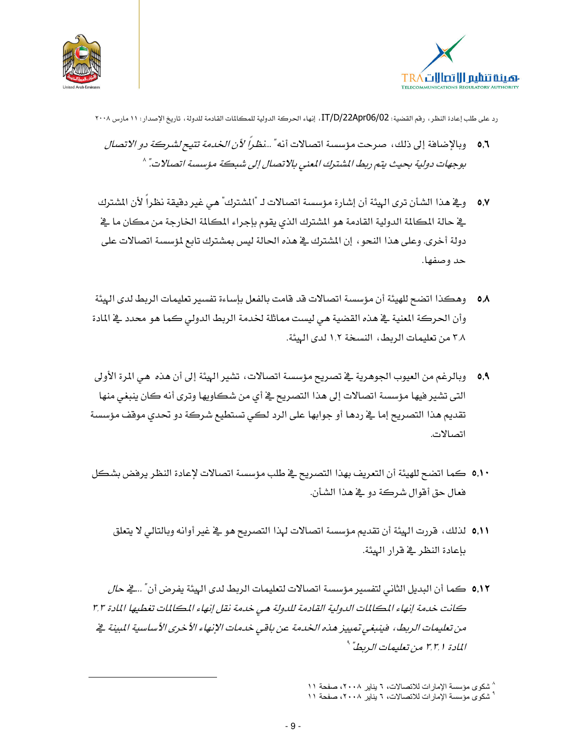٥,٦ وبالإضافة إلى ذلك، صرحت مؤسسة اتصالات أنه *"...نظراً لأن الخدمة تتيح لشركة دو الاتصال بوجهات دولية بحيث يتم ربط المشترك المعني بالاتصال إلى شبكة مؤسسة اتصالات."* [٨]

٥,٧ وفي هذا الشأن ترى الهيئة أن إشارة مؤسسة اتصالات لـ "المشترك" هي غير دقيقة نظراً لأن المشترك في حالة المكالمة الدولية القادمة هو المشترك الذي يقوم بإجراء المكالمة الخارجة من مكان ما في دولة أخرى. وعلى هذا النحو، إن المشترك في هذه الحالة ليس بمشترك تابع لمؤسسة اتصالات على حد وصفها.

٥,٨ وهكذا اتضح للهيئة أن مؤسسة اتصالات قد قامت بالفعل بإساءة تفسير تعليمات الربط لدى الهيئة وأن الحركة المعنية في هذه القضية هي ليست مماثلة لخدمة الربط الدولي كما هو محدد في المادة ٣,٨ من تعليمات الربط، النسخة ١,٢ لدى الهيئة.

٥,٩ وبالرغم من العيوب الجوهرية في تصريح مؤسسة اتصالات، تشير الهيئة إلى أن هذه هي المرة الأولى التي تشير فيها مؤسسة اتصالات إلى هذا التصريح في أي من شكاويها وترى أنه كان ينبغي منها تقديم هذا التصريح إما في ردها أو جوابها على الرد لكي تستطيع شركة دو تحدي موقف مؤسسة اتصالات.

٥,١٠ كما اتضح للهيئة أن التعريف بهذا التصريح في طلب مؤسسة اتصالات لإعادة النظر يرفض بشكل فعال حق أقوال شركة دو في هذا الشأن.

٥,١١ لذلك، قررت الهيئة أن تقديم مؤسسة اتصالات لهذا التصريح هو في غير أوانه وبالتالي لا يتعلق بإعادة النظر في قرار الهيئة.

٥,١٢ كما أن البديل الثاني لتفسير مؤسسة اتصالات لتعليمات الربط لدى الهيئة يفرض أن *"...في حال كانت خدمة إنهاء المكالمات الدولية القادمة للدولة هي خدمة نقل إنهاء المكالمات تغطيها المادة ٣,٣ من تعليمات الربط، فينبغي تمييز هذه الخدمة عن باقي خدمات الإنهاء الأخرى الأساسية المبينة في المادة ٣,٣,١ من تعليمات الربط"* [٩]

---

[٨] شكوى مؤسسة الإمارات للاتصالات، ٦ يناير ٢٠٠٨، صفحة ١١

[٩] شكوى مؤسسة الإمارات للاتصالات، ٦ يناير ٢٠٠٨، صفحة ١١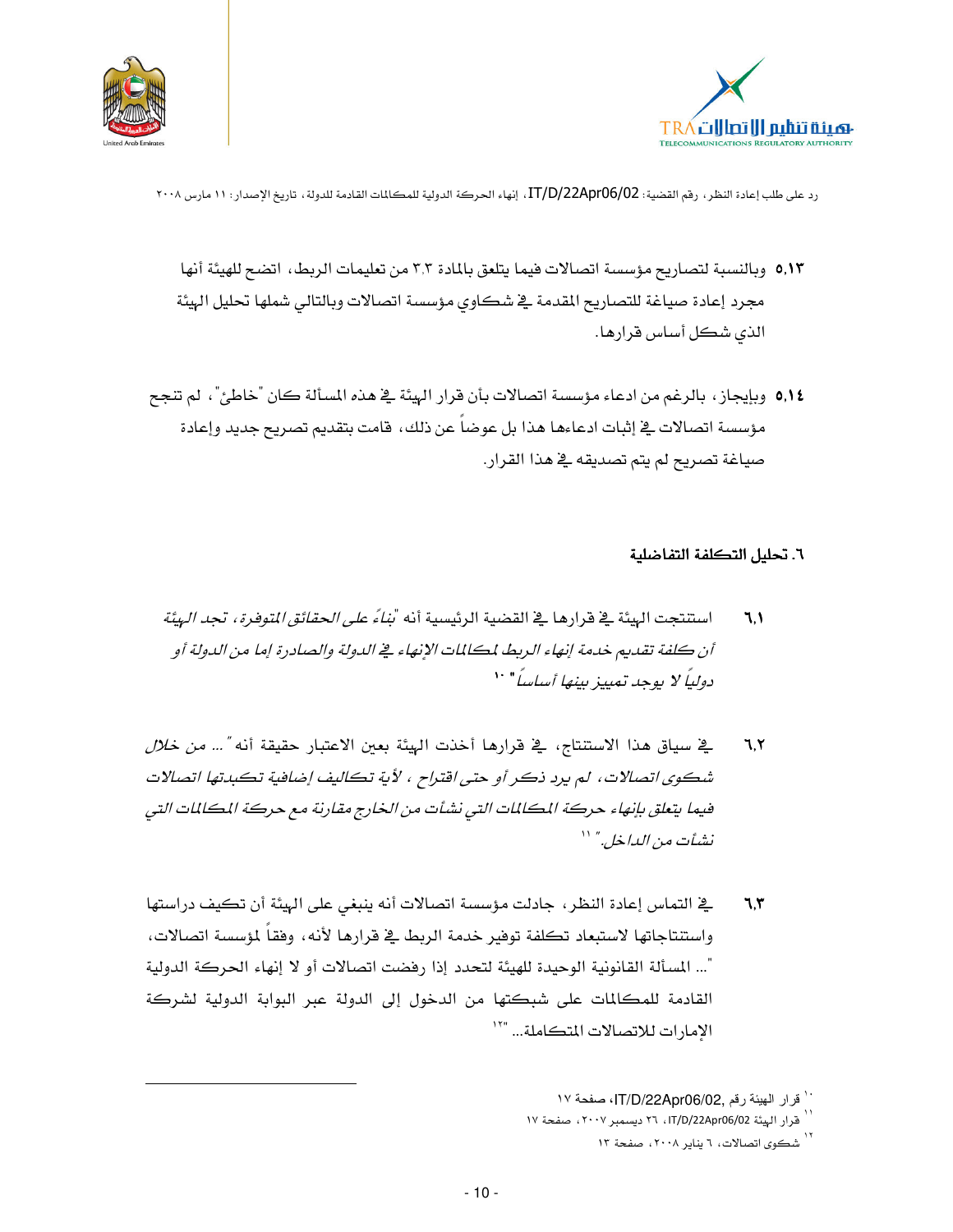٥,١٣ وبالنسبة لتصاريح مؤسسة اتصالات فيما يتعلق بالمادة ٣,٣ من تعليمات الربط، اتضح للهيئة أنها مجرد إعادة صياغة للتصاريح المقدمة في شكاوي مؤسسة اتصالات وبالتالي شملها تحليل الهيئة الذي شكل أساس قرارها.

٥,١٤ وبإيجاز، بالرغم من ادعاء مؤسسة اتصالات بأن قرار الهيئة في هذه المسألة كان "خاطئ"، لم تنجح مؤسسة اتصالات في إثبات ادعاءها هذا بل عوضاً عن ذلك، قامت بتقديم تصريح جديد وإعادة صياغة تصريح لم يتم تصديقه في هذا القرار.

### ٦. تحليل التكلفة التفاضلية

٦,١ استنتجت الهيئة في قرارها في القضية الرئيسية أنه "*بناءً على الحقائق المتوفرة، تجد الهيئة أن كلفة تقديم خدمة إنهاء الربط لمكالمات الإنهاء في الدولة والصادرة إما من الدولة أو دولياً لا يوجد تمييز بينها أساساً*" [١٠]

٦,٢ في سياق هذا الاستنتاج، في قرارها أخذت الهيئة بعين الاعتبار حقيقة أنه "*... من خلال شكوى اتصالات، لم يرد ذكر أو حتى اقتراح، لأية تكاليف إضافية تكبدتها اتصالات فيما يتعلق بإنهاء حركة المكالمات التي نشأت من الخارج مقارنة مع حركة المكالمات التي نشأت من الداخل.*" [١١]

٦,٣ في التماس إعادة النظر، جادلت مؤسسة اتصالات أنه ينبغي على الهيئة أن تكيف دراستها واستنتاجاتها لاستبعاد تكلفة توفير خدمة الربط في قرارها لأنه، وفقاً لمؤسسة اتصالات، "... المسألة القانونية الوحيدة للهيئة لتحدد إذا رفضت اتصالات أو لا إنهاء الحركة الدولية القادمة للمكالمات على شبكتها من الدخول إلى الدولة عبر البوابة الدولية لشركة الإمارات للاتصالات المتكاملة..." [١٢]

---

[١٠] قرار الهيئة رقم IT/D/22Apr06/02، صفحة ١٧

[١١] قرار الهيئة IT/D/22Apr06/02، ٢٦ ديسمبر ٢٠٠٧، صفحة ١٧

[١٢] شكوى اتصالات، ٦ يناير ٢٠٠٨، صفحة ١٣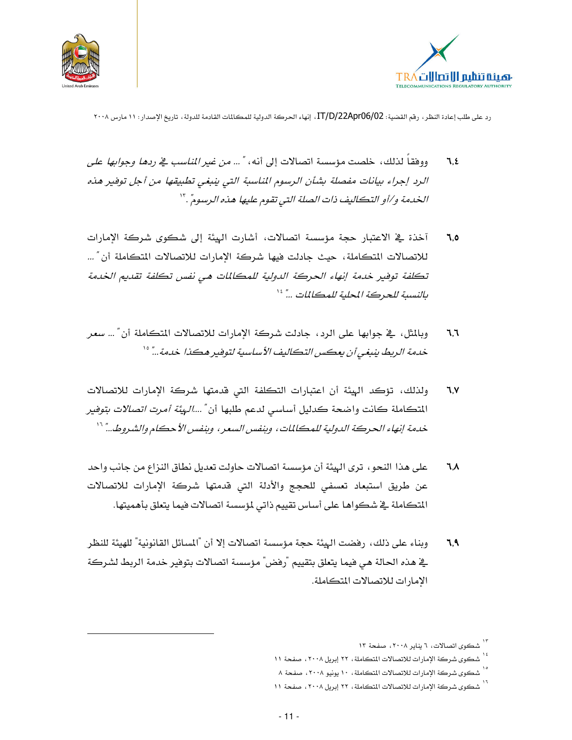٦,٤ ووفقاً لذلك، خلصت مؤسسة اتصالات إلى أنه، *"... من غير المناسب في ردها وجوابها على الرد إجراء بيانات مفصلة بشأن الرسوم المناسبة التي ينبغي تطبيقها من أجل توفير هذه الخدمة و/أو التكاليف ذات الصلة التي تقوم عليها هذه الرسوم".*[١٣]

٦,٥ آخذة في الاعتبار حجة مؤسسة اتصالات، أشارت الهيئة إلى شكوى شركة الإمارات للاتصالات المتكاملة، حيث جادلت فيها شركة الإمارات للاتصالات المتكاملة أن *"... تكلفة توفير خدمة إنهاء الحركة الدولية للمكالمات هي نفس تكلفة تقديم الخدمة بالنسبة للحركة المحلية للمكالمات ..."*[١٤]

٦,٦ وبالمثل، في جوابها على الرد، جادلت شركة الإمارات للاتصالات المتكاملة أن *"... سعر خدمة الربط ينبغي أن يعكس التكاليف الأساسية لتوفير هكذا خدمة..."*[١٥]

٦,٧ ولذلك، تؤكد الهيئة أن اعتبارات التكلفة التي قدمتها شركة الإمارات للاتصالات المتكاملة كانت واضحة كدليل أساسي لدعم طلبها أن *"....الهيئة أمرت اتصالات بتوفير خدمة إنهاء الحركة الدولية للمكالمات، وبنفس السعر، وبنفس الأحكام والشروط..."*[١٦]

٦,٨ على هذا النحو، ترى الهيئة أن مؤسسة اتصالات حاولت تعديل نطاق النزاع من جانب واحد عن طريق استبعاد تعسفي للحجج والأدلة التي قدمتها شركة الإمارات للاتصالات المتكاملة في شكواها على أساس تقييم ذاتي لمؤسسة اتصالات فيما يتعلق بأهميتها.

٦,٩ وبناء على ذلك، رفضت الهيئة حجة مؤسسة اتصالات إلا أن "المسائل القانونية" للهيئة للنظر في هذه الحالة هي فيما يتعلق بتقييم "رفض" مؤسسة اتصالات بتوفير خدمة الربط لشركة الإمارات للاتصالات المتكاملة.

---

[١٣] شكوى اتصالات، ٦ يناير ٢٠٠٨، صفحة ١٣

[١٤] شكوى شركة الإمارات للاتصالات المتكاملة، ٢٢ إبريل ٢٠٠٨، صفحة ١١

[١٥] شكوى شركة الإمارات للاتصالات المتكاملة، ١٠ يونيو ٢٠٠٨، صفحة ٨

[١٦] شكوى شركة الإمارات للاتصالات المتكاملة، ٢٢ إبريل ٢٠٠٨، صفحة ١١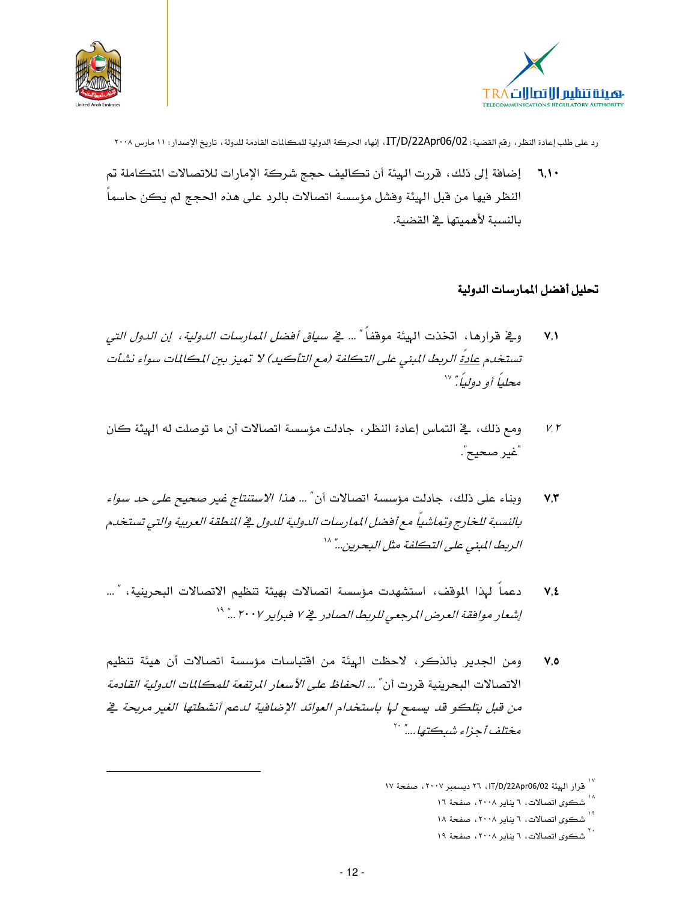٦,١٠ إضافة إلى ذلك، قررت الهيئة أن تكاليف حجج شركة الإمارات للاتصالات المتكاملة تم النظر فيها من قبل الهيئة وفشل مؤسسة اتصالات بالرد على هذه الحجج لم يكن حاسماً بالنسبة لأهميتها في القضية.

## تحليل أفضل الممارسات الدولية

٧,١ وفي قرارها، اتخذت الهيئة موقفاً " *... في سياق أفضل الممارسات الدولية، إن الدول التي تستخدم عادةً الربط المبني على التكلفة (مع التأكيد) لا تميز بين المكالمات سواء نشأت محلياً أو دولياً.*"[١٧]

٧,٢ ومع ذلك، في التماس إعادة النظر، جادلت مؤسسة اتصالات أن ما توصلت له الهيئة كان "غير صحيح".

٧,٣ وبناء على ذلك، جادلت مؤسسة اتصالات أن " *... هذا الاستنتاج غير صحيح على حد سواء بالنسبة للخارج وتماشياً مع أفضل الممارسات الدولية للدول في المنطقة العربية والتي تستخدم الربط المبني على التكلفة مثل البحرين..*"[١٨]

٧,٤ دعماً لهذا الموقف، استشهدت مؤسسة اتصالات بهيئة تنظيم الاتصالات البحرينية، " *... إشعار موافقة العرض المرجعي للربط الصادر في ٧ فبراير ٢٠٠٧ ...*"[١٩]

٧,٥ ومن الجدير بالذكر، لاحظت الهيئة من اقتباسات مؤسسة اتصالات أن هيئة تنظيم الاتصالات البحرينية قررت أن " *... الحفاظ على الأسعار المرتفعة للمكالمات الدولية القادمة من قبل بتلكو قد يسمح لها باستخدام العوائد الإضافية لدعم أنشطتها الغير مربحة في مختلف أجزاء شبكتها...*"[٢٠]

---

[١٧] قرار الهيئة IT/D/22Apr06/02، ٢٦ ديسمبر ٢٠٠٧، صفحة ١٧

[١٨] شكوى اتصالات، ٦ يناير ٢٠٠٨، صفحة ١٦

[١٩] شكوى اتصالات، ٦ يناير ٢٠٠٨، صفحة ١٨

[٢٠] شكوى اتصالات، ٦ يناير ٢٠٠٨، صفحة ١٩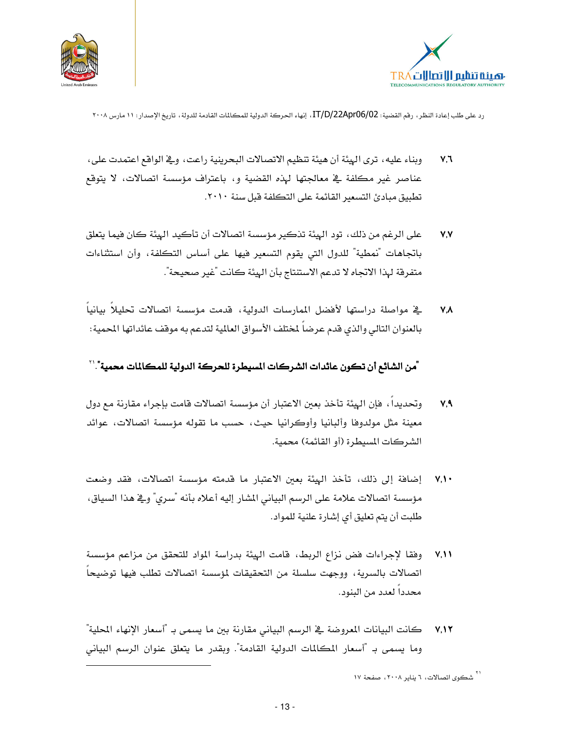٧,٦ وبناء عليه، ترى الهيئة أن هيئة تنظيم الاتصالات البحرينية راعت، وفي الواقع اعتمدت على، عناصر غير مكلفة في معالجتها لهذه القضية و، باعتراف مؤسسة اتصالات، لا يتوقع تطبيق مبادئ التسعير القائمة على التكلفة قبل سنة ٢٠١٠.

٧,٧ على الرغم من ذلك، تود الهيئة تذكير مؤسسة اتصالات أن تأكيد الهيئة كان فيما يتعلق باتجاهات "نمطية" للدول التي يقوم التسعير فيها على أساس التكلفة، وأن استثناءات متفرقة لهذا الاتجاه لا تدعم الاستنتاج بأن الهيئة كانت "غير صحيحة".

٧,٨ في مواصلة دراستها لأفضل الممارسات الدولية، قدمت مؤسسة اتصالات تحليلاً بيانياً بالعنوان التالي والذي قدم عرضاً لمختلف الأسواق العالمية لتدعم به موقف عائداتها المحمية:

**"من الشائع أن تكون عائدات الشركات المسيطرة للحركة الدولية للمكالمات محمية".**[٢١]

٧,٩ وتحديداً، فإن الهيئة تأخذ بعين الاعتبار أن مؤسسة اتصالات قامت بإجراء مقارنة مع دول معينة مثل مولدوفا وألبانيا وأوكرانيا حيث، حسب ما تقوله مؤسسة اتصالات، عوائد الشركات المسيطرة (أو القائمة) محمية.

٧,١٠ إضافة إلى ذلك، تأخذ الهيئة بعين الاعتبار ما قدمته مؤسسة اتصالات، فقد وضعت مؤسسة اتصالات علامة على الرسم البياني المشار إليه أعلاه بأنه "سري" وفي هذا السياق، طلبت أن يتم تعليق أي إشارة علنية للمواد.

٧,١١ وفقا لإجراءات فض نزاع الربط، قامت الهيئة بدراسة المواد للتحقق من مزاعم مؤسسة اتصالات بالسرية، ووجهت سلسلة من التحقيقات لمؤسسة اتصالات تطلب فيها توضيحاً محدداً لعدد من البنود.

٧,١٢ كانت البيانات المعروضة في الرسم البياني مقارنة بين ما يسمى بـ "أسعار الإنهاء المحلية" وما يسمى بـ "أسعار المكالمات الدولية القادمة". وبقدر ما يتعلق عنوان الرسم البياني

---

[٢١] شكوى اتصالات، ٦ يناير ٢٠٠٨، صفحة ١٧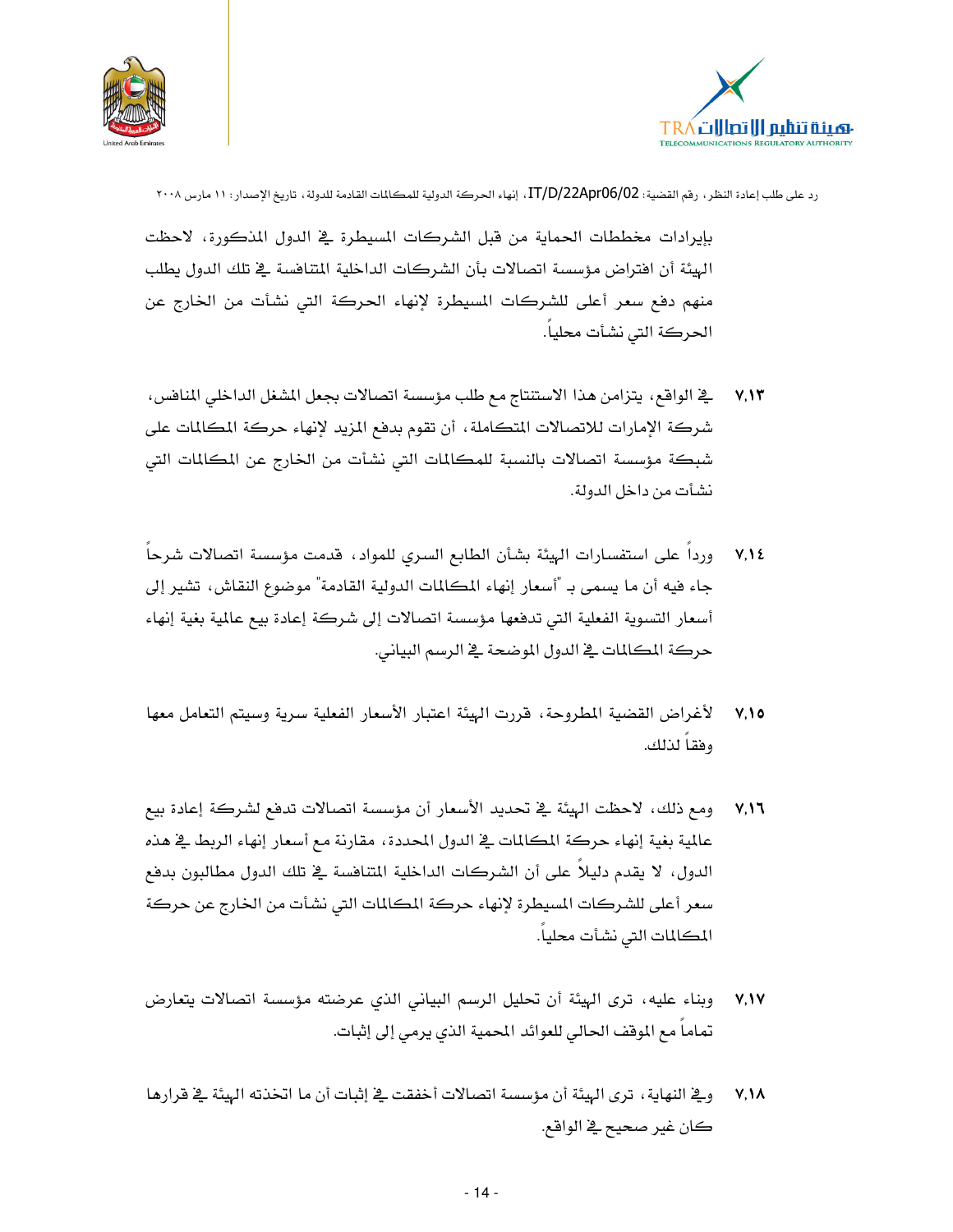بإيرادات مخططات الحماية من قبل الشركات المسيطرة في الدول المذكورة، لاحظت الهيئة أن افتراض مؤسسة اتصالات بأن الشركات الداخلية المتنافسة في تلك الدول يطلب منهم دفع سعر أعلى للشركات المسيطرة لإنهاء الحركة التي نشأت من الخارج عن الحركة التي نشأت محلياً.

٧,١٣ في الواقع، يتزامن هذا الاستنتاج مع طلب مؤسسة اتصالات بجعل المشغل الداخلي المنافس، شركة الإمارات للاتصالات المتكاملة، أن تقوم بدفع المزيد لإنهاء حركة المكالمات على شبكة مؤسسة اتصالات بالنسبة للمكالمات التي نشأت من الخارج عن المكالمات التي نشأت من داخل الدولة.

٧,١٤ ورداً على استفسارات الهيئة بشأن الطابع السري للمواد، قدمت مؤسسة اتصالات شرحاً جاء فيه أن ما يسمى بـ "أسعار إنهاء المكالمات الدولية القادمة" موضوع النقاش، تشير إلى أسعار التسوية الفعلية التي تدفعها مؤسسة اتصالات إلى شركة إعادة بيع عالمية بغية إنهاء حركة المكالمات في الدول الموضحة في الرسم البياني.

٧,١٥ لأغراض القضية المطروحة، قررت الهيئة اعتبار الأسعار الفعلية سرية وسيتم التعامل معها وفقاً لذلك.

٧,١٦ ومع ذلك، لاحظت الهيئة في تحديد الأسعار أن مؤسسة اتصالات تدفع لشركة إعادة بيع عالمية بغية إنهاء حركة المكالمات في الدول المحددة، مقارنة مع أسعار إنهاء الربط في هذه الدول، لا يقدم دليلاً على أن الشركات الداخلية المتنافسة في تلك الدول مطالبون بدفع سعر أعلى للشركات المسيطرة لإنهاء حركة المكالمات التي نشأت من الخارج عن حركة المكالمات التي نشأت محلياً.

٧,١٧ وبناء عليه، ترى الهيئة أن تحليل الرسم البياني الذي عرضته مؤسسة اتصالات يتعارض تماماً مع الموقف الحالي للعوائد المحمية الذي يرمي إلى إثبات.

٧,١٨ وفي النهاية، ترى الهيئة أن مؤسسة اتصالات أخفقت في إثبات أن ما اتخذته الهيئة في قرارها كان غير صحيح في الواقع.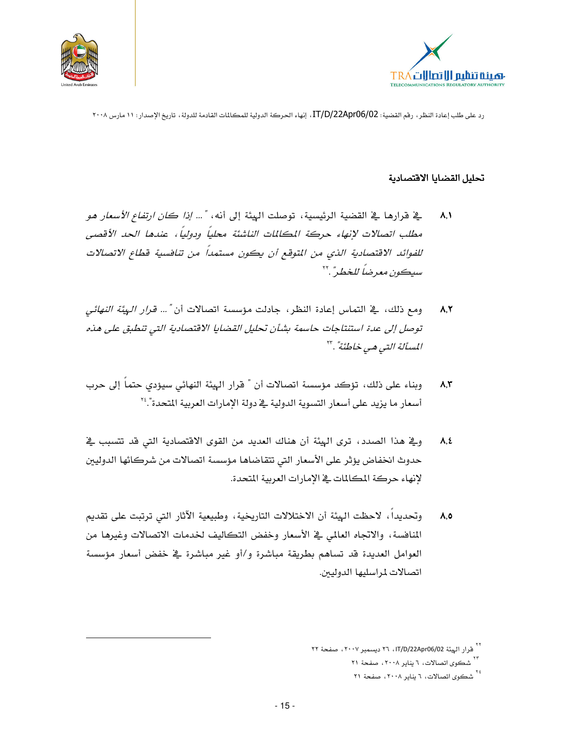## تحليل القضايا الاقتصادية

٨,١ في قرارها في القضية الرئيسية، توصلت الهيئة إلى أنه، *"... إذا كان ارتفاع الأسعار هو مطلب اتصالات لإنهاء حركة المكالمات الناشئة محلياً ودولياً، عندها الحد الأقصى للفوائد الاقتصادية الذي من المتوقع أن يكون مستمداً من تنافسية قطاع الاتصالات سيكون معرضاً للخطر"*.[٢٢]

٨,٢ ومع ذلك، في التماس إعادة النظر، جادلت مؤسسة اتصالات أن *"... قرار الهيئة النهائي توصل إلى عدة استنتاجات حاسمة بشأن تحليل القضايا الاقتصادية التي تنطبق على هذه المسألة التي هي خاطئة"*.[٢٣]

٨,٣ وبناء على ذلك، تؤكد مؤسسة اتصالات أن " قرار الهيئة النهائي سيؤدي حتماً إلى حرب أسعار ما يزيد على أسعار التسوية الدولية في دولة الإمارات العربية المتحدة".[٢٤]

٨,٤ وفي هذا الصدد، ترى الهيئة أن هناك العديد من القوى الاقتصادية التي قد تتسبب في حدوث انخفاض يؤثر على الأسعار التي تتقاضاها مؤسسة اتصالات من شركائها الدوليين لإنهاء حركة المكالمات في الإمارات العربية المتحدة.

٨,٥ وتحديداً، لاحظت الهيئة أن الاختلالات التاريخية، وطبيعية الآثار التي ترتبت على تقديم المنافسة، والاتجاه العالمي في الأسعار وخفض التكاليف لخدمات الاتصالات وغيرها من العوامل العديدة قد تساهم بطريقة مباشرة و/أو غير مباشرة في خفض أسعار مؤسسة اتصالات لمراسليها الدوليين.

---

[٢٢] قرار الهيئة IT/D/22Apr06/02، ٢٦ ديسمبر ٢٠٠٧، صفحة ٢٢

[٢٣] شكوى اتصالات، ٦ يناير ٢٠٠٨، صفحة ٢١

[٢٤] شكوى اتصالات، ٦ يناير ٢٠٠٨، صفحة ٢١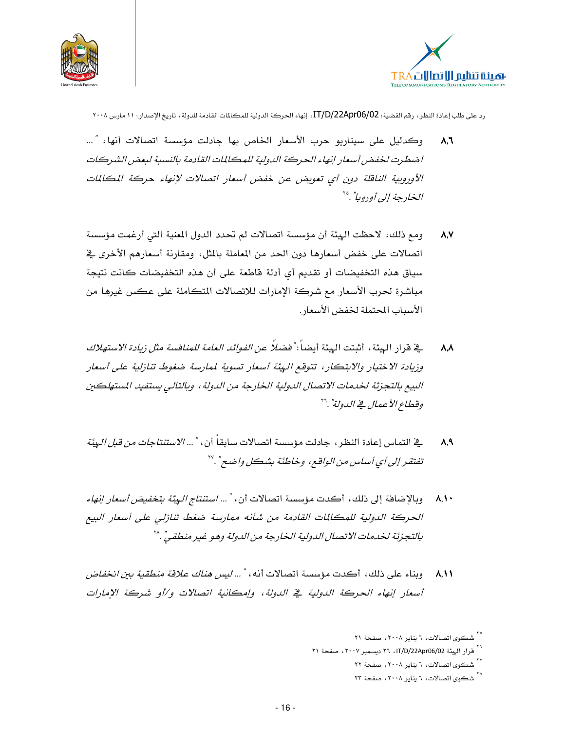٨,٦ وكدليل على سيناريو حرب الأسعار الخاص بها جادلت مؤسسة اتصالات أنها، *"... اضطرت لخفض أسعار إنهاء الحركة الدولية للمكالمات القادمة بالنسبة لبعض الشركات الأوروبية الناقلة دون أي تعويض عن خفض أسعار اتصالات لإنهاء حركة المكالمات الخارجة إلى أوروبا"*.[٢٥]

٨,٧ ومع ذلك، لاحظت الهيئة أن مؤسسة اتصالات لم تحدد الدول المعنية التي أرغمت مؤسسة اتصالات على خفض أسعارها دون الحد من المعاملة بالمثل، ومقارنة أسعارهم الأخرى في سياق هذه التخفيضات أو تقديم أي أدلة قاطعة على أن هذه التخفيضات كانت نتيجة مباشرة لحرب الأسعار مع شركة الإمارات للاتصالات المتكاملة على عكس غيرها من الأسباب المحتملة لخفض الأسعار.

٨,٨ في قرار الهيئة، أثبتت الهيئة أيضاً: *"فضلاً عن الفوائد العامة للمنافسة مثل زيادة الاستهلاك وزيادة الاختيار والابتكار، تتوقع الهيئة أسعار تسوية لممارسة ضغوط تنازلية على أسعار البيع بالتجزئة لخدمات الاتصال الدولية الخارجة من الدولة، وبالتالي يستفيد المستهلكين وقطاع الأعمال في الدولة"*.[٢٦]

٨,٩ في التماس إعادة النظر، جادلت مؤسسة اتصالات سابقاً أن، *"... الاستنتاجات من قبل الهيئة تفتقر إلى أي أساس من الواقع، وخاطئة بشكل واضح"*.[٢٧]

٨,١٠ وبالإضافة إلى ذلك، أكدت مؤسسة اتصالات أن، *"... استنتاج الهيئة بتخفيض أسعار إنهاء الحركة الدولية للمكالمات القادمة من شأنه ممارسة ضغط تنازلي على أسعار البيع بالتجزئة لخدمات الاتصال الدولية الخارجة من الدولة وهو غير منطقي"*.[٢٨]

٨,١١ وبناء على ذلك، أكدت مؤسسة اتصالات أنه، *"... ليس هناك علاقة منطقية بين انخفاض أسعار إنهاء الحركة الدولية في الدولة، وإمكانية اتصالات و/أو شركة الإمارات*

---

[٢٥] شكوى اتصالات، ٦ يناير ٢٠٠٨، صفحة ٢١

[٢٦] قرار الهيئة IT/D/22Apr06/02، ٢٦ ديسمبر ٢٠٠٧، صفحة ٢١

[٢٧] شكوى اتصالات، ٦ يناير ٢٠٠٨، صفحة ٢٢

[٢٨] شكوى اتصالات، ٦ يناير ٢٠٠٨، صفحة ٢٣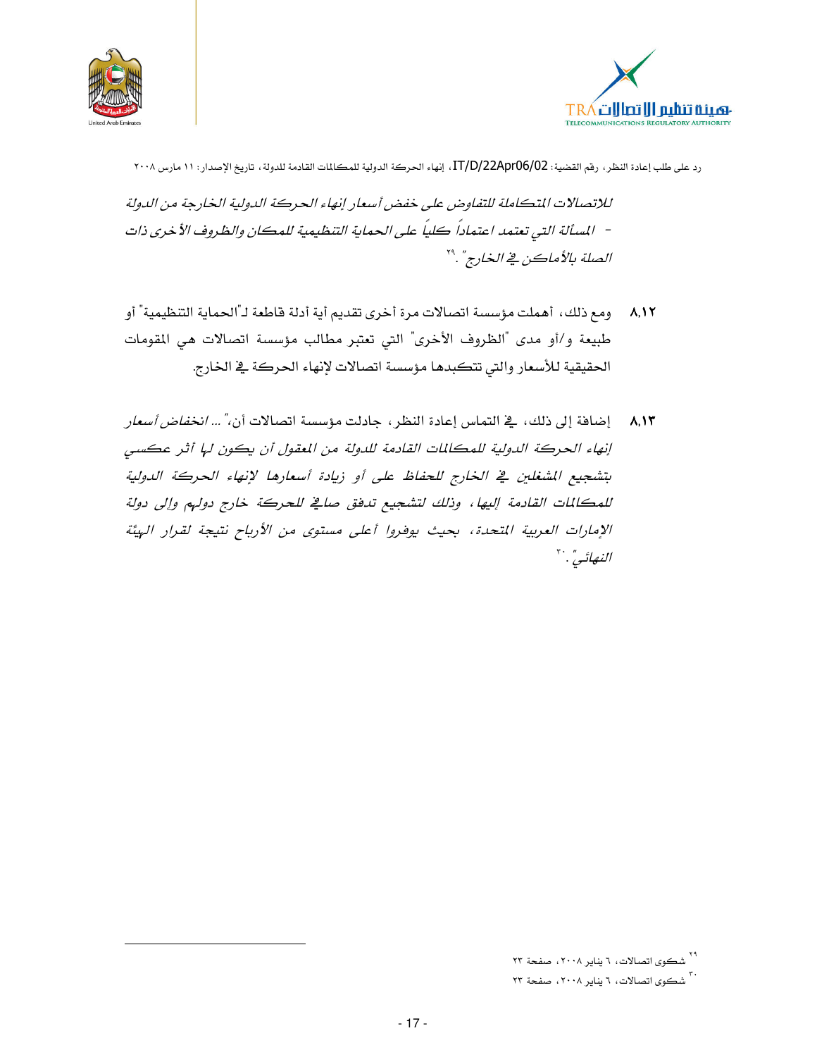*للاتصالات المتكاملة للتفاوض على خفض أسعار إنهاء الحركة الدولية الخارجة من الدولة - المسألة التي تعتمد اعتماداً كلياً على الحماية التنظيمية للمكان والظروف الأخرى ذات الصلة بالأماكن في الخارج".* [٢٩]

٨,١٢ ومع ذلك، أهملت مؤسسة اتصالات مرة أخرى تقديم أية أدلة قاطعة لـ"الحماية التنظيمية" أو طبيعة و/أو مدى "الظروف الأخرى" التي تعتبر مطالب مؤسسة اتصالات هي المقومات الحقيقية للأسعار والتي تتكبدها مؤسسة اتصالات لإنهاء الحركة في الخارج.

٨,١٣ إضافة إلى ذلك، في التماس إعادة النظر، جادلت مؤسسة اتصالات أن، *"... انخفاض أسعار إنهاء الحركة الدولية للمكالمات القادمة للدولة من المعقول أن يكون لها أثر عكسي بتشجيع المشغلين في الخارج للحفاظ على أو زيادة أسعارها لإنهاء الحركة الدولية للمكالمات القادمة إليها، وذلك لتشجيع تدفق صافي للحركة خارج دولهم وإلى دولة الإمارات العربية المتحدة، بحيث يوفروا أعلى مستوى من الأرباح نتيجة لقرار الهيئة النهائي".* [٣٠]

---

[٢٩] شكوى اتصالات، ٦ يناير ٢٠٠٨، صفحة ٢٣

[٣٠] شكوى اتصالات، ٦ يناير ٢٠٠٨، صفحة ٢٣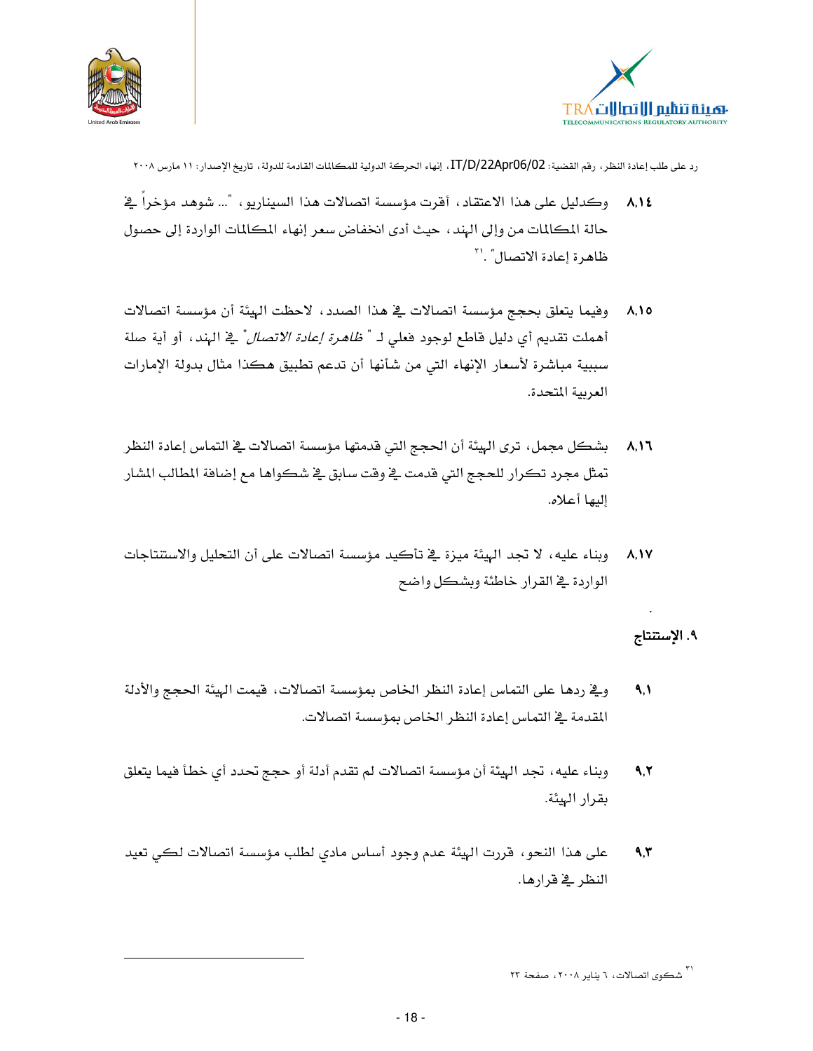٨,١٤ وكدليل على هذا الاعتقاد، أقرت مؤسسة اتصالات هذا السيناريو، "... شوهد مؤخراً في حالة المكالمات من وإلى الهند، حيث أدى انخفاض سعر إنهاء المكالمات الواردة إلى حصول ظاهرة إعادة الاتصال".[٣١]

٨,١٥ وفيما يتعلق بحجج مؤسسة اتصالات في هذا الصدد، لاحظت الهيئة أن مؤسسة اتصالات أهملت تقديم أي دليل قاطع لوجود فعلي لـ "*ظاهرة إعادة الاتصال*" في الهند، أو أية صلة سببية مباشرة لأسعار الإنهاء التي من شأنها أن تدعم تطبيق هكذا مثال بدولة الإمارات العربية المتحدة.

٨,١٦ بشكل مجمل، ترى الهيئة أن الحجج التي قدمتها مؤسسة اتصالات في التماس إعادة النظر تمثل مجرد تكرار للحجج التي قدمت في وقت سابق في شكواها مع إضافة المطالب المشار إليها أعلاه.

٨,١٧ وبناء عليه، لا تجد الهيئة ميزة في تأكيد مؤسسة اتصالات على أن التحليل والاستنتاجات الواردة في القرار خاطئة وبشكل واضح

.

## ٩. الإستنتاج

٩,١ وفي ردها على التماس إعادة النظر الخاص بمؤسسة اتصالات، قيمت الهيئة الحجج والأدلة المقدمة في التماس إعادة النظر الخاص بمؤسسة اتصالات.

٩,٢ وبناء عليه، تجد الهيئة أن مؤسسة اتصالات لم تقدم أدلة أو حجج تحدد أي خطأ فيما يتعلق بقرار الهيئة.

٩,٣ على هذا النحو، قررت الهيئة عدم وجود أساس مادي لطلب مؤسسة اتصالات لكي تعيد النظر في قرارها.

---

[٣١] شكوى اتصالات، ٦ يناير ٢٠٠٨، صفحة ٢٣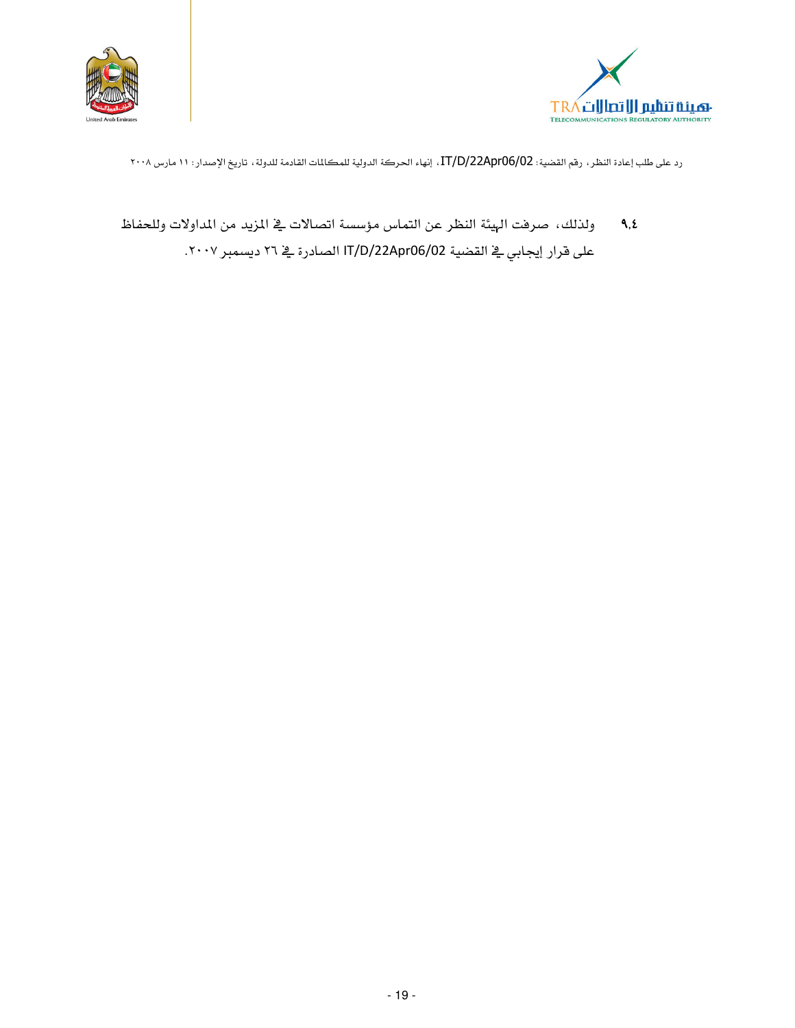٩,٤ ولذلك، صرفت الهيئة النظر عن التماس مؤسسة اتصالات في المزيد من المداولات وللحفاظ على قرار إيجابي في القضية IT/D/22Apr06/02 الصادرة في ٢٦ ديسمبر ٢٠٠٧.